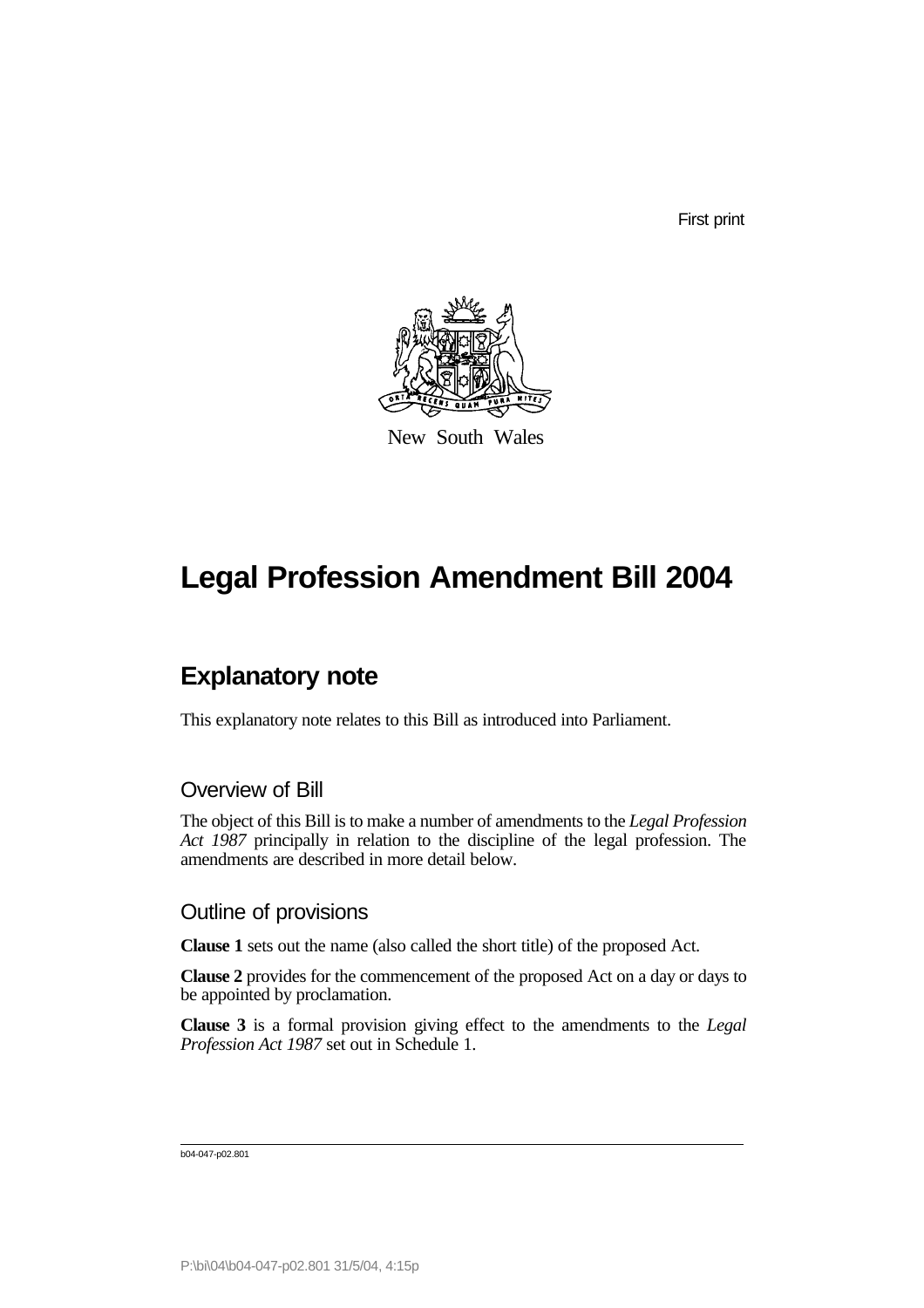First print

New South Wales

# Legal Profession Amendment Bill 2004

## Explanatory note

This explanatory note relates to this Bill as introduced into Parliament.

### Overview of Bill

The object of this Bill is to make a number of amendments to the *Legal Profession Act 1987* principally in relation to the discipline of the legal profession. The amendments are described in more detail below.

### Outline of provisions

**Clause 1** sets out the name (also called the short title) of the proposed Act.

**Clause 2** provides for the commencement of the proposed Act on a day or days to be appointed by proclamation.

**Clause 3** is a formal provision giving effect to the amendments to the *Legal Profession Act 1987* set out in Schedule 1.

b04-047-p02.801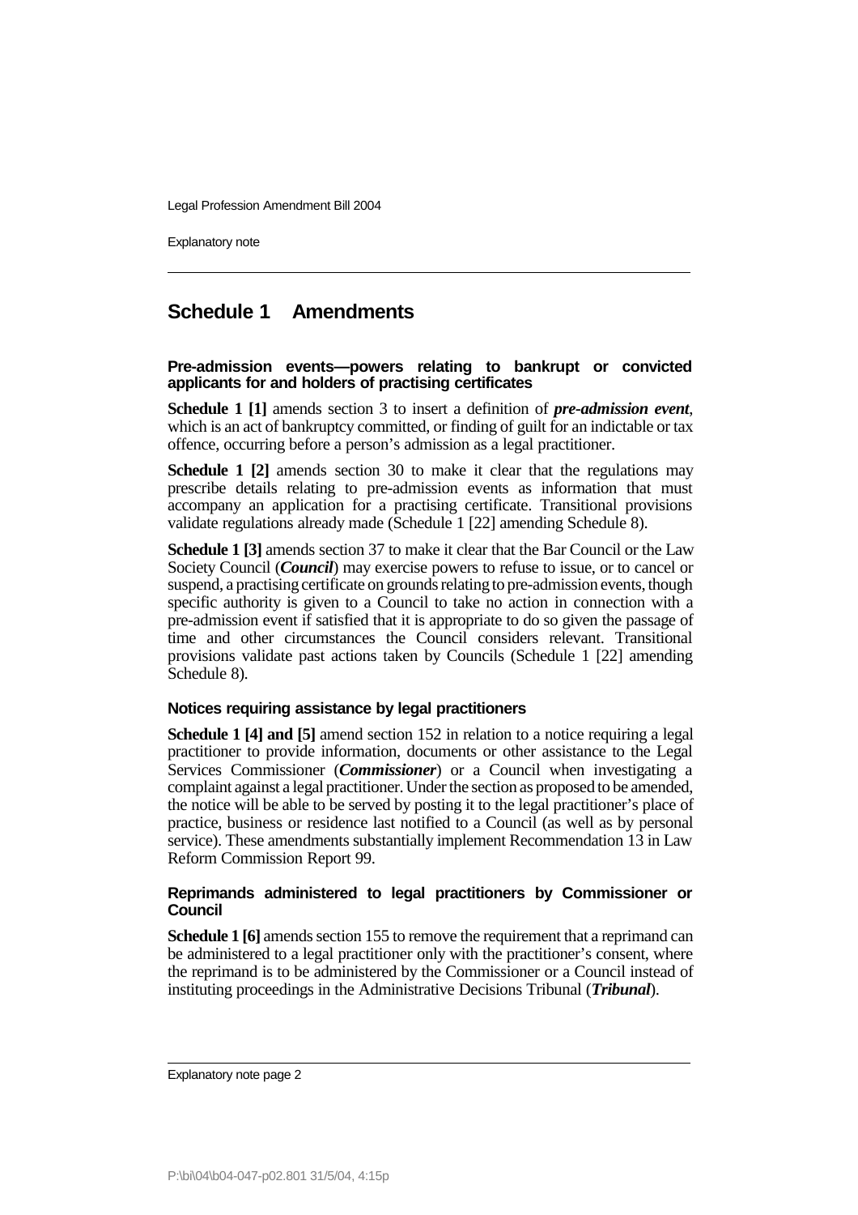## Schedule 1 Amendments

### Pre-admission events—powers relating to bankrupt or convicted applicants for and holders of practising certificates

**Schedule 1 [1]** amends section 3 to insert a definition of ***pre-admission event***, which is an act of bankruptcy committed, or finding of guilt for an indictable or tax offence, occurring before a person's admission as a legal practitioner.

**Schedule 1 [2]** amends section 30 to make it clear that the regulations may prescribe details relating to pre-admission events as information that must accompany an application for a practising certificate. Transitional provisions validate regulations already made (Schedule 1 [22] amending Schedule 8).

**Schedule 1 [3]** amends section 37 to make it clear that the Bar Council or the Law Society Council (***Council***) may exercise powers to refuse to issue, or to cancel or suspend, a practising certificate on grounds relating to pre-admission events, though specific authority is given to a Council to take no action in connection with a pre-admission event if satisfied that it is appropriate to do so given the passage of time and other circumstances the Council considers relevant. Transitional provisions validate past actions taken by Councils (Schedule 1 [22] amending Schedule 8).

### Notices requiring assistance by legal practitioners

**Schedule 1 [4] and [5]** amend section 152 in relation to a notice requiring a legal practitioner to provide information, documents or other assistance to the Legal Services Commissioner (***Commissioner***) or a Council when investigating a complaint against a legal practitioner. Under the section as proposed to be amended, the notice will be able to be served by posting it to the legal practitioner's place of practice, business or residence last notified to a Council (as well as by personal service). These amendments substantially implement Recommendation 13 in Law Reform Commission Report 99.

### Reprimands administered to legal practitioners by Commissioner or Council

**Schedule 1 [6]** amends section 155 to remove the requirement that a reprimand can be administered to a legal practitioner only with the practitioner's consent, where the reprimand is to be administered by the Commissioner or a Council instead of instituting proceedings in the Administrative Decisions Tribunal (***Tribunal***).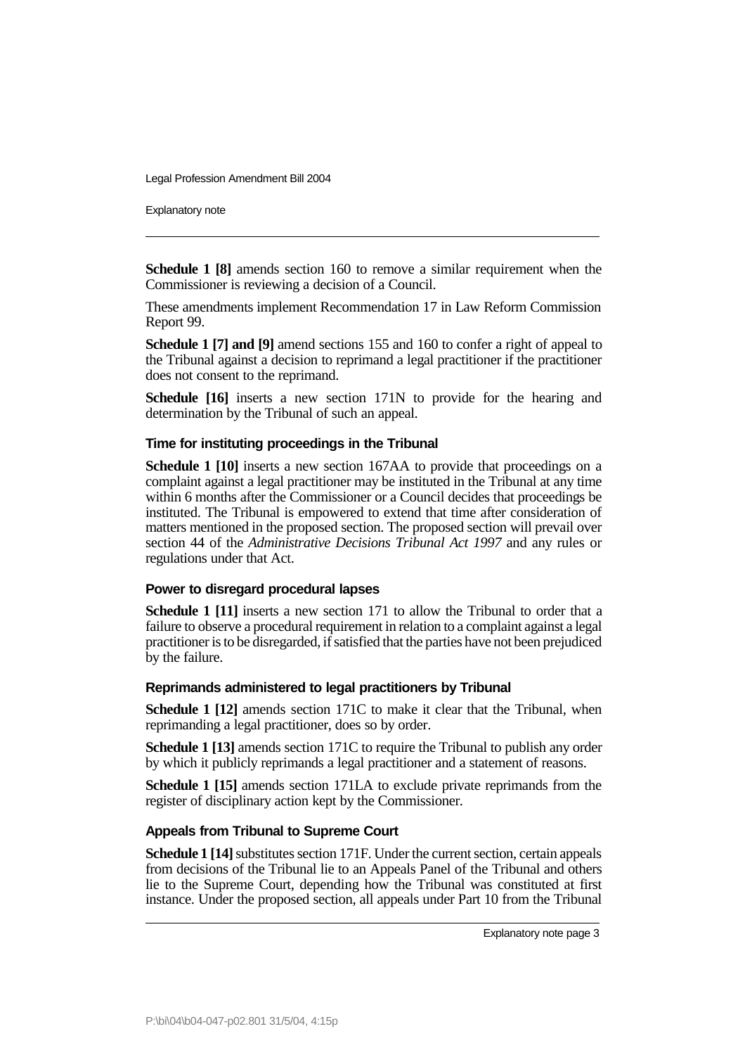**Schedule 1 [8]** amends section 160 to remove a similar requirement when the Commissioner is reviewing a decision of a Council.

These amendments implement Recommendation 17 in Law Reform Commission Report 99.

**Schedule 1 [7] and [9]** amend sections 155 and 160 to confer a right of appeal to the Tribunal against a decision to reprimand a legal practitioner if the practitioner does not consent to the reprimand.

**Schedule [16]** inserts a new section 171N to provide for the hearing and determination by the Tribunal of such an appeal.

### Time for instituting proceedings in the Tribunal

**Schedule 1 [10]** inserts a new section 167AA to provide that proceedings on a complaint against a legal practitioner may be instituted in the Tribunal at any time within 6 months after the Commissioner or a Council decides that proceedings be instituted. The Tribunal is empowered to extend that time after consideration of matters mentioned in the proposed section. The proposed section will prevail over section 44 of the *Administrative Decisions Tribunal Act 1997* and any rules or regulations under that Act.

### Power to disregard procedural lapses

**Schedule 1 [11]** inserts a new section 171 to allow the Tribunal to order that a failure to observe a procedural requirement in relation to a complaint against a legal practitioner is to be disregarded, if satisfied that the parties have not been prejudiced by the failure.

### Reprimands administered to legal practitioners by Tribunal

**Schedule 1 [12]** amends section 171C to make it clear that the Tribunal, when reprimanding a legal practitioner, does so by order.

**Schedule 1 [13]** amends section 171C to require the Tribunal to publish any order by which it publicly reprimands a legal practitioner and a statement of reasons.

**Schedule 1 [15]** amends section 171LA to exclude private reprimands from the register of disciplinary action kept by the Commissioner.

### Appeals from Tribunal to Supreme Court

**Schedule 1 [14]** substitutes section 171F. Under the current section, certain appeals from decisions of the Tribunal lie to an Appeals Panel of the Tribunal and others lie to the Supreme Court, depending how the Tribunal was constituted at first instance. Under the proposed section, all appeals under Part 10 from the Tribunal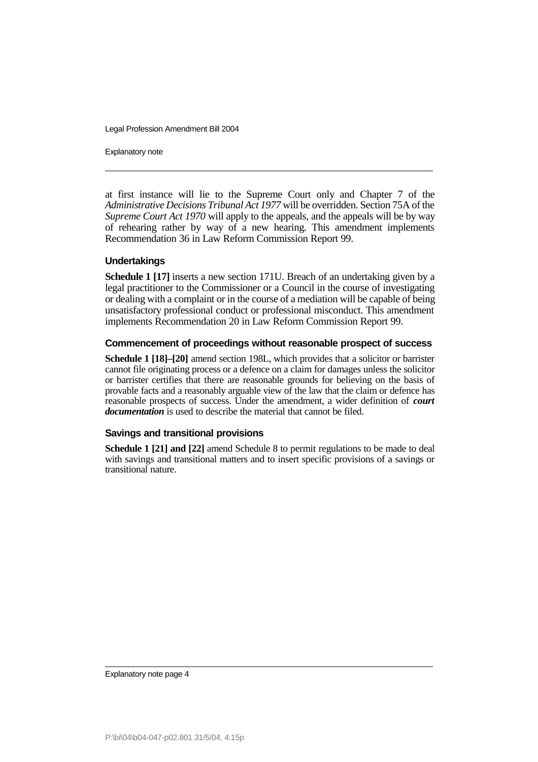at first instance will lie to the Supreme Court only and Chapter 7 of the *Administrative Decisions Tribunal Act 1977* will be overridden. Section 75A of the *Supreme Court Act 1970* will apply to the appeals, and the appeals will be by way of rehearing rather by way of a new hearing. This amendment implements Recommendation 36 in Law Reform Commission Report 99.

### Undertakings

**Schedule 1 [17]** inserts a new section 171U. Breach of an undertaking given by a legal practitioner to the Commissioner or a Council in the course of investigating or dealing with a complaint or in the course of a mediation will be capable of being unsatisfactory professional conduct or professional misconduct. This amendment implements Recommendation 20 in Law Reform Commission Report 99.

### Commencement of proceedings without reasonable prospect of success

**Schedule 1 [18]–[20]** amend section 198L, which provides that a solicitor or barrister cannot file originating process or a defence on a claim for damages unless the solicitor or barrister certifies that there are reasonable grounds for believing on the basis of provable facts and a reasonably arguable view of the law that the claim or defence has reasonable prospects of success. Under the amendment, a wider definition of ***court documentation*** is used to describe the material that cannot be filed.

### Savings and transitional provisions

**Schedule 1 [21] and [22]** amend Schedule 8 to permit regulations to be made to deal with savings and transitional matters and to insert specific provisions of a savings or transitional nature.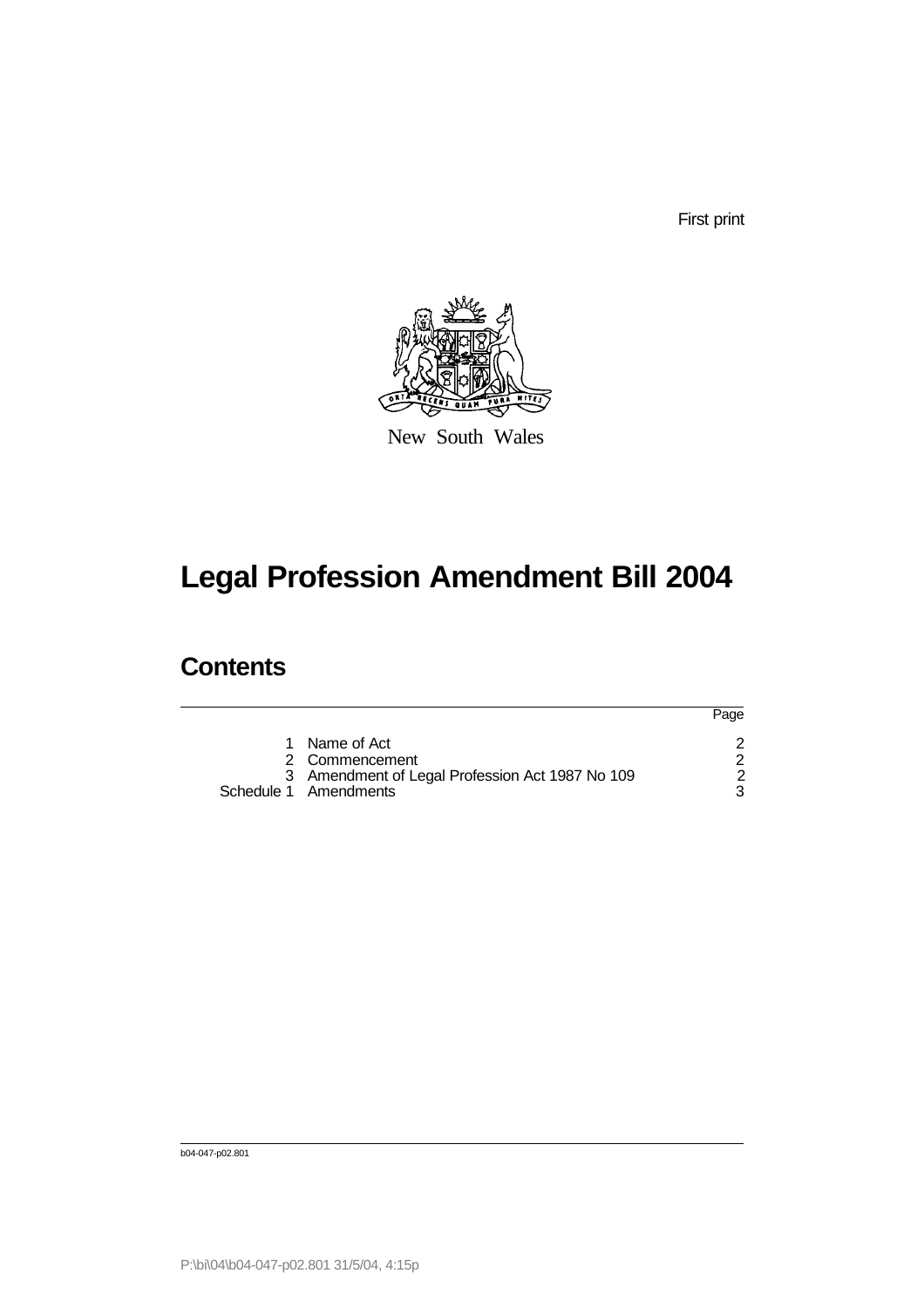First print

New South Wales

# Legal Profession Amendment Bill 2004

## Contents

| | | Page |
|---|---|---|
| 1 | Name of Act | 2 |
| 2 | Commencement | 2 |
| 3 | Amendment of Legal Profession Act 1987 No 109 | 2 |
| Schedule 1 | Amendments | 3 |

b04-047-p02.801

P:\bi\04\b04-047-p02.801 31/5/04, 4:15p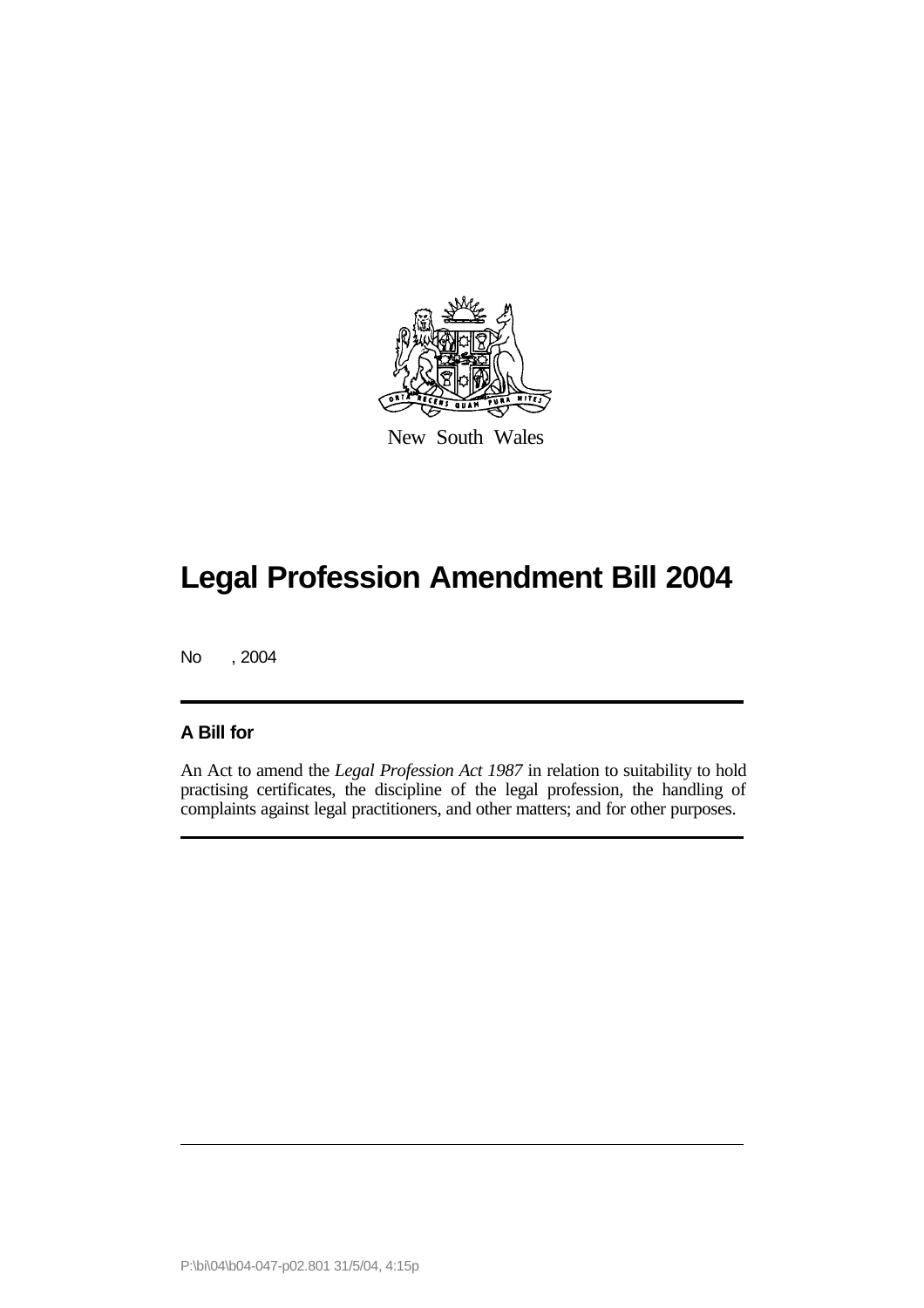New South Wales

# Legal Profession Amendment Bill 2004

No , 2004

## A Bill for

An Act to amend the *Legal Profession Act 1987* in relation to suitability to hold practising certificates, the discipline of the legal profession, the handling of complaints against legal practitioners, and other matters; and for other purposes.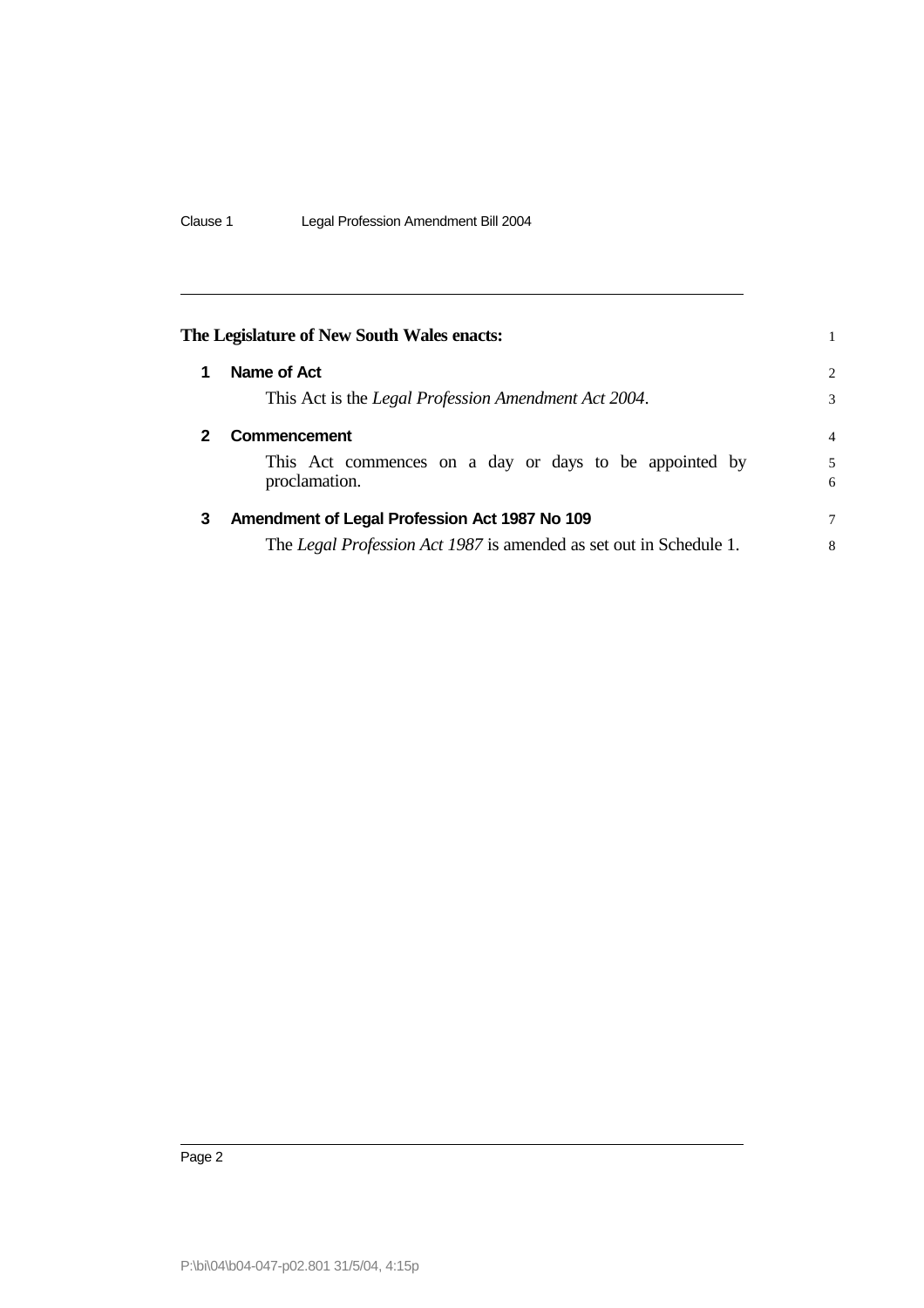The Legislature of New South Wales enacts:

## 1 Name of Act

This Act is the *Legal Profession Amendment Act 2004*.

## 2 Commencement

This Act commences on a day or days to be appointed by proclamation.

## 3 Amendment of Legal Profession Act 1987 No 109

The *Legal Profession Act 1987* is amended as set out in Schedule 1.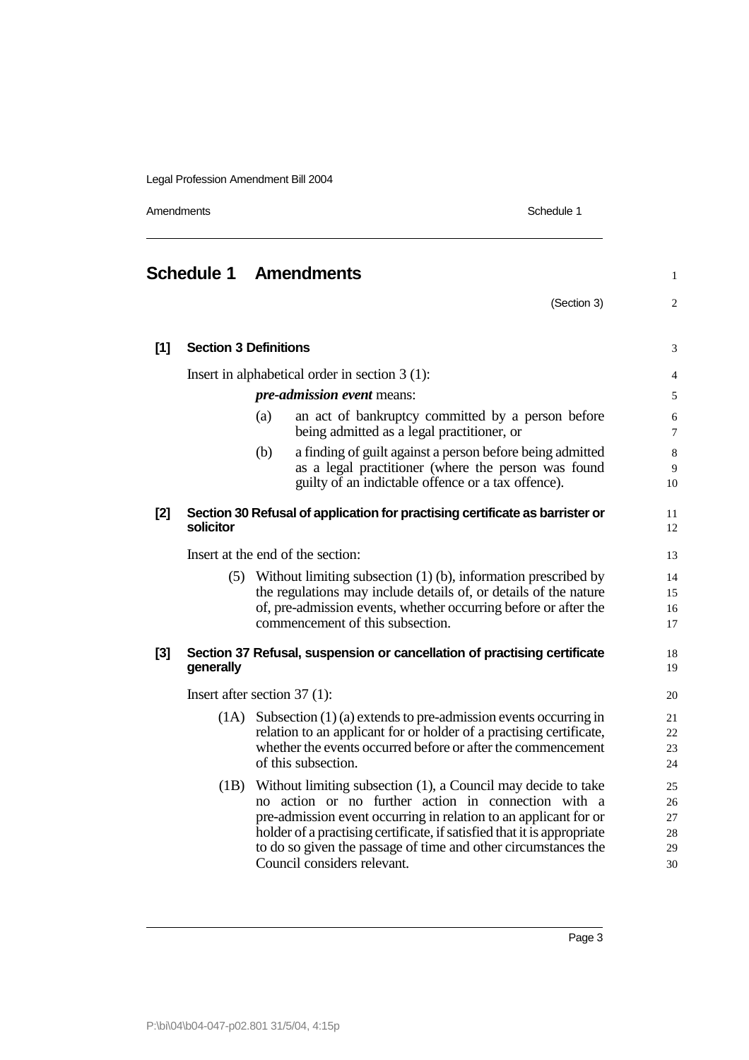# Schedule 1 Amendments

(Section 3)

**[1] Section 3 Definitions**

Insert in alphabetical order in section 3 (1):

> ***pre-admission event*** means:
>
> (a) an act of bankruptcy committed by a person before being admitted as a legal practitioner, or
>
> (b) a finding of guilt against a person before being admitted as a legal practitioner (where the person was found guilty of an indictable offence or a tax offence).

**[2] Section 30 Refusal of application for practising certificate as barrister or solicitor**

Insert at the end of the section:

> (5) Without limiting subsection (1) (b), information prescribed by the regulations may include details of, or details of the nature of, pre-admission events, whether occurring before or after the commencement of this subsection.

**[3] Section 37 Refusal, suspension or cancellation of practising certificate generally**

Insert after section 37 (1):

> (1A) Subsection (1) (a) extends to pre-admission events occurring in relation to an applicant for or holder of a practising certificate, whether the events occurred before or after the commencement of this subsection.
>
> (1B) Without limiting subsection (1), a Council may decide to take no action or no further action in connection with a pre-admission event occurring in relation to an applicant for or holder of a practising certificate, if satisfied that it is appropriate to do so given the passage of time and other circumstances the Council considers relevant.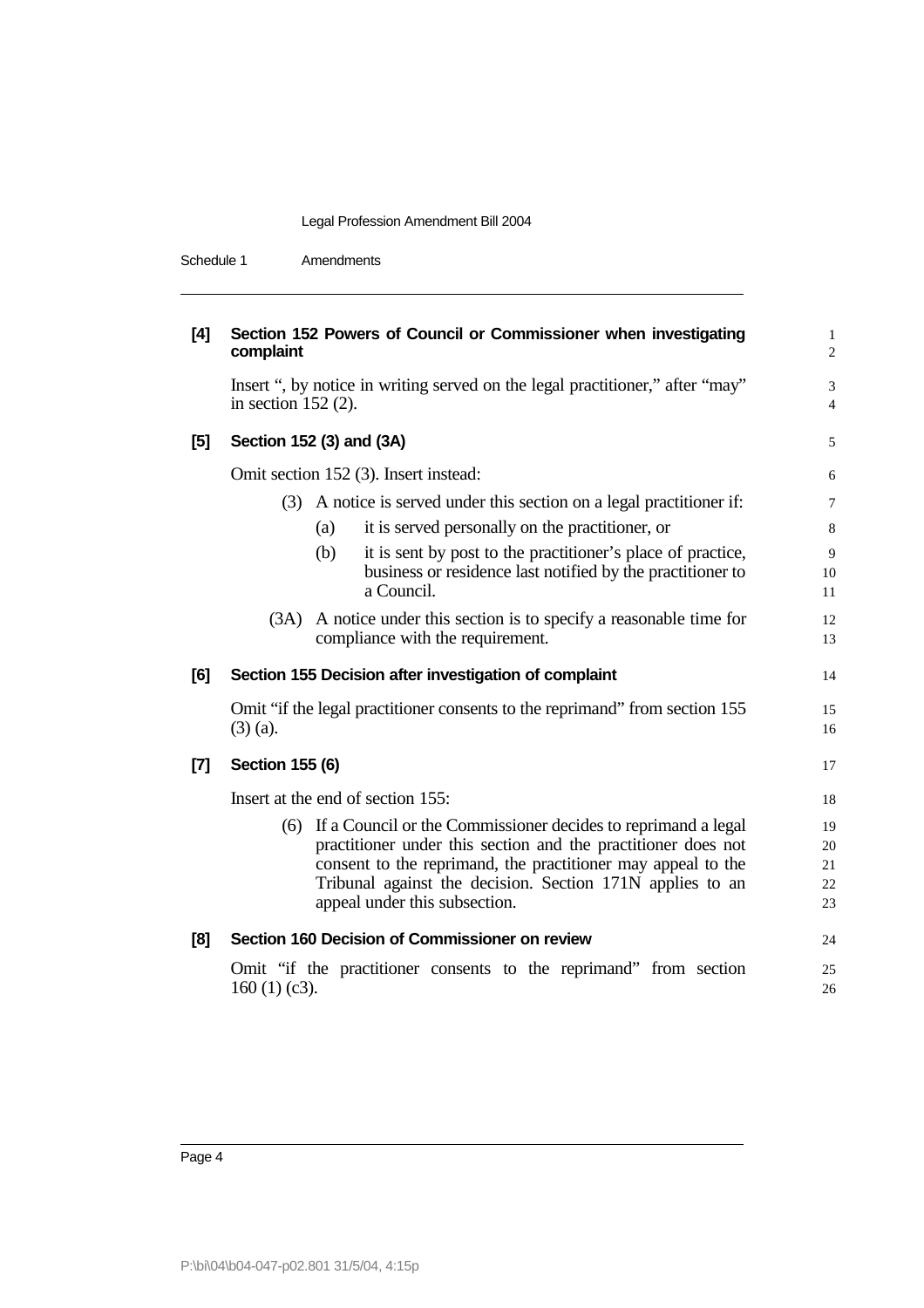**[4] Section 152 Powers of Council or Commissioner when investigating complaint**

Insert ", by notice in writing served on the legal practitioner," after "may" in section 152 (2).

**[5] Section 152 (3) and (3A)**

Omit section 152 (3). Insert instead:

(3) A notice is served under this section on a legal practitioner if:

(a) it is served personally on the practitioner, or

(b) it is sent by post to the practitioner's place of practice, business or residence last notified by the practitioner to a Council.

(3A) A notice under this section is to specify a reasonable time for compliance with the requirement.

**[6] Section 155 Decision after investigation of complaint**

Omit "if the legal practitioner consents to the reprimand" from section 155 (3) (a).

**[7] Section 155 (6)**

Insert at the end of section 155:

(6) If a Council or the Commissioner decides to reprimand a legal practitioner under this section and the practitioner does not consent to the reprimand, the practitioner may appeal to the Tribunal against the decision. Section 171N applies to an appeal under this subsection.

**[8] Section 160 Decision of Commissioner on review**

Omit "if the practitioner consents to the reprimand" from section 160 (1) (c3).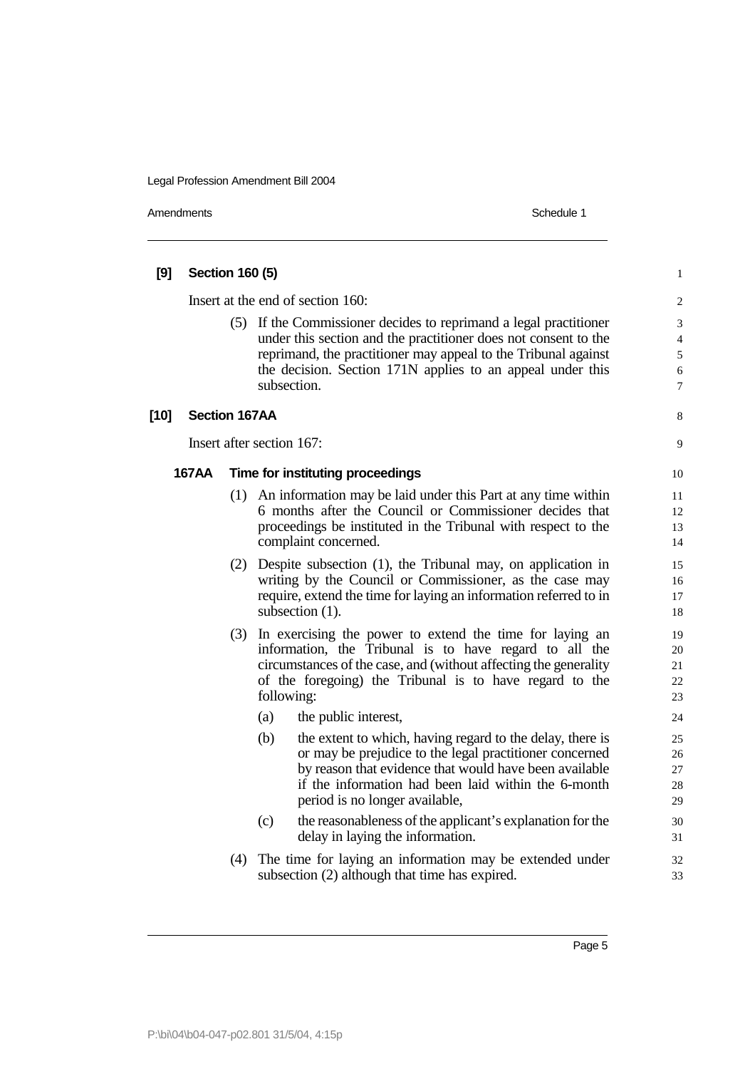**[9] Section 160 (5)**

Insert at the end of section 160:

(5) If the Commissioner decides to reprimand a legal practitioner under this section and the practitioner does not consent to the reprimand, the practitioner may appeal to the Tribunal against the decision. Section 171N applies to an appeal under this subsection.

**[10] Section 167AA**

Insert after section 167:

**167AA Time for instituting proceedings**

(1) An information may be laid under this Part at any time within 6 months after the Council or Commissioner decides that proceedings be instituted in the Tribunal with respect to the complaint concerned.

(2) Despite subsection (1), the Tribunal may, on application in writing by the Council or Commissioner, as the case may require, extend the time for laying an information referred to in subsection (1).

(3) In exercising the power to extend the time for laying an information, the Tribunal is to have regard to all the circumstances of the case, and (without affecting the generality of the foregoing) the Tribunal is to have regard to the following:

(a) the public interest,

(b) the extent to which, having regard to the delay, there is or may be prejudice to the legal practitioner concerned by reason that evidence that would have been available if the information had been laid within the 6-month period is no longer available,

(c) the reasonableness of the applicant's explanation for the delay in laying the information.

(4) The time for laying an information may be extended under subsection (2) although that time has expired.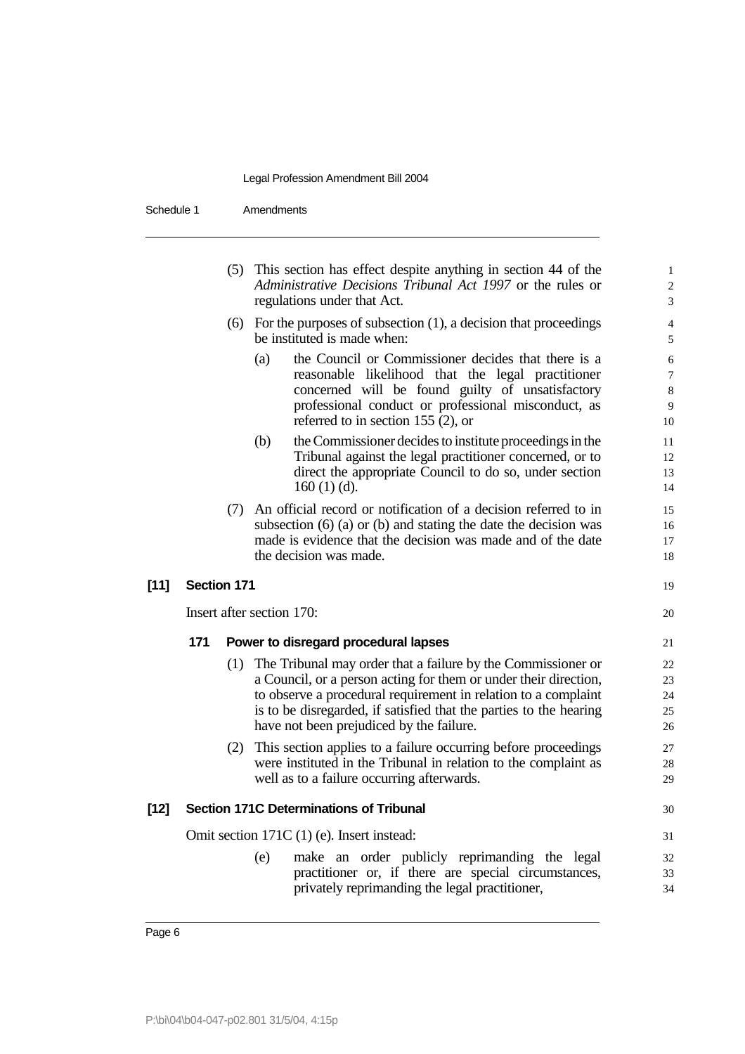(5) This section has effect despite anything in section 44 of the *Administrative Decisions Tribunal Act 1997* or the rules or regulations under that Act.

(6) For the purposes of subsection (1), a decision that proceedings be instituted is made when:

(a) the Council or Commissioner decides that there is a reasonable likelihood that the legal practitioner concerned will be found guilty of unsatisfactory professional conduct or professional misconduct, as referred to in section 155 (2), or

(b) the Commissioner decides to institute proceedings in the Tribunal against the legal practitioner concerned, or to direct the appropriate Council to do so, under section 160 (1) (d).

(7) An official record or notification of a decision referred to in subsection (6) (a) or (b) and stating the date the decision was made is evidence that the decision was made and of the date the decision was made.

**[11] Section 171**

Insert after section 170:

**171 Power to disregard procedural lapses**

(1) The Tribunal may order that a failure by the Commissioner or a Council, or a person acting for them or under their direction, to observe a procedural requirement in relation to a complaint is to be disregarded, if satisfied that the parties to the hearing have not been prejudiced by the failure.

(2) This section applies to a failure occurring before proceedings were instituted in the Tribunal in relation to the complaint as well as to a failure occurring afterwards.

**[12] Section 171C Determinations of Tribunal**

Omit section 171C (1) (e). Insert instead:

(e) make an order publicly reprimanding the legal practitioner or, if there are special circumstances, privately reprimanding the legal practitioner,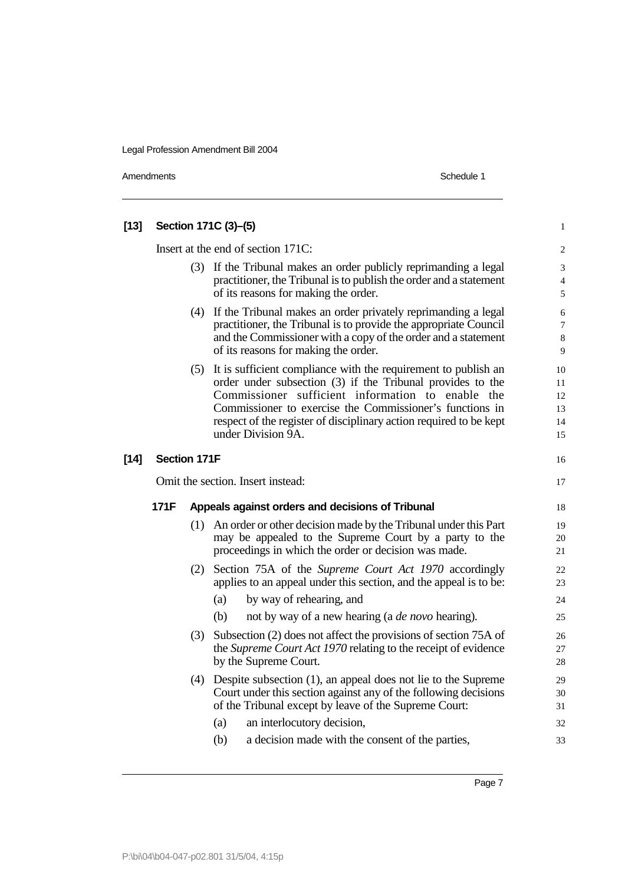**[13] Section 171C (3)–(5)**

Insert at the end of section 171C:

(3) If the Tribunal makes an order publicly reprimanding a legal practitioner, the Tribunal is to publish the order and a statement of its reasons for making the order.

(4) If the Tribunal makes an order privately reprimanding a legal practitioner, the Tribunal is to provide the appropriate Council and the Commissioner with a copy of the order and a statement of its reasons for making the order.

(5) It is sufficient compliance with the requirement to publish an order under subsection (3) if the Tribunal provides to the Commissioner sufficient information to enable the Commissioner to exercise the Commissioner's functions in respect of the register of disciplinary action required to be kept under Division 9A.

**[14] Section 171F**

Omit the section. Insert instead:

**171F Appeals against orders and decisions of Tribunal**

(1) An order or other decision made by the Tribunal under this Part may be appealed to the Supreme Court by a party to the proceedings in which the order or decision was made.

(2) Section 75A of the *Supreme Court Act 1970* accordingly applies to an appeal under this section, and the appeal is to be:

(a) by way of rehearing, and

(b) not by way of a new hearing (a *de novo* hearing).

(3) Subsection (2) does not affect the provisions of section 75A of the *Supreme Court Act 1970* relating to the receipt of evidence by the Supreme Court.

(4) Despite subsection (1), an appeal does not lie to the Supreme Court under this section against any of the following decisions of the Tribunal except by leave of the Supreme Court:

(a) an interlocutory decision,

(b) a decision made with the consent of the parties,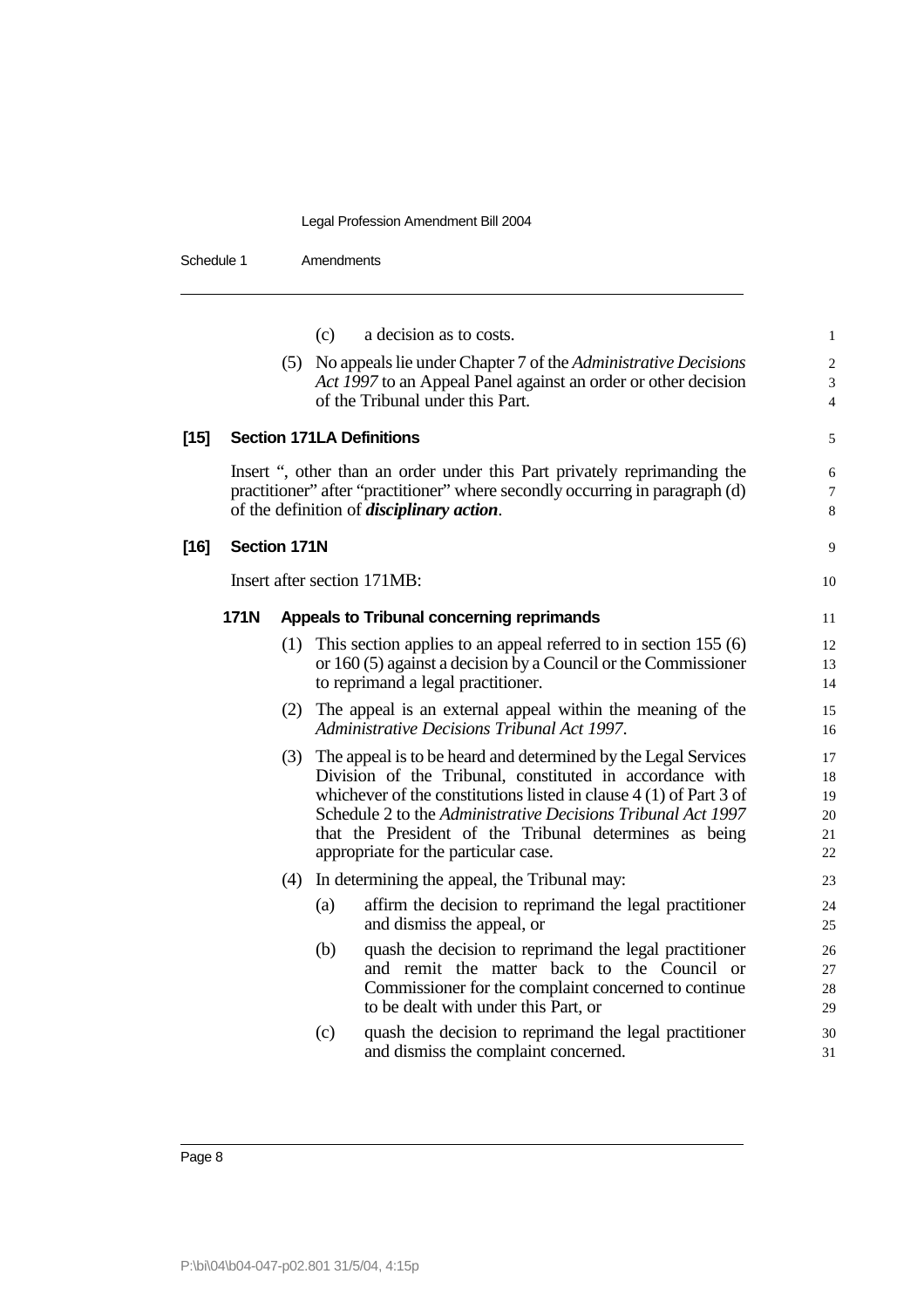(c) a decision as to costs.

(5) No appeals lie under Chapter 7 of the *Administrative Decisions Act 1997* to an Appeal Panel against an order or other decision of the Tribunal under this Part.

### [15] Section 171LA Definitions

Insert ", other than an order under this Part privately reprimanding the practitioner" after "practitioner" where secondly occurring in paragraph (d) of the definition of ***disciplinary action***.

### [16] Section 171N

Insert after section 171MB:

#### 171N Appeals to Tribunal concerning reprimands

(1) This section applies to an appeal referred to in section 155 (6) or 160 (5) against a decision by a Council or the Commissioner to reprimand a legal practitioner.

(2) The appeal is an external appeal within the meaning of the *Administrative Decisions Tribunal Act 1997*.

(3) The appeal is to be heard and determined by the Legal Services Division of the Tribunal, constituted in accordance with whichever of the constitutions listed in clause 4 (1) of Part 3 of Schedule 2 to the *Administrative Decisions Tribunal Act 1997* that the President of the Tribunal determines as being appropriate for the particular case.

(4) In determining the appeal, the Tribunal may:

(a) affirm the decision to reprimand the legal practitioner and dismiss the appeal, or

(b) quash the decision to reprimand the legal practitioner and remit the matter back to the Council or Commissioner for the complaint concerned to continue to be dealt with under this Part, or

(c) quash the decision to reprimand the legal practitioner and dismiss the complaint concerned.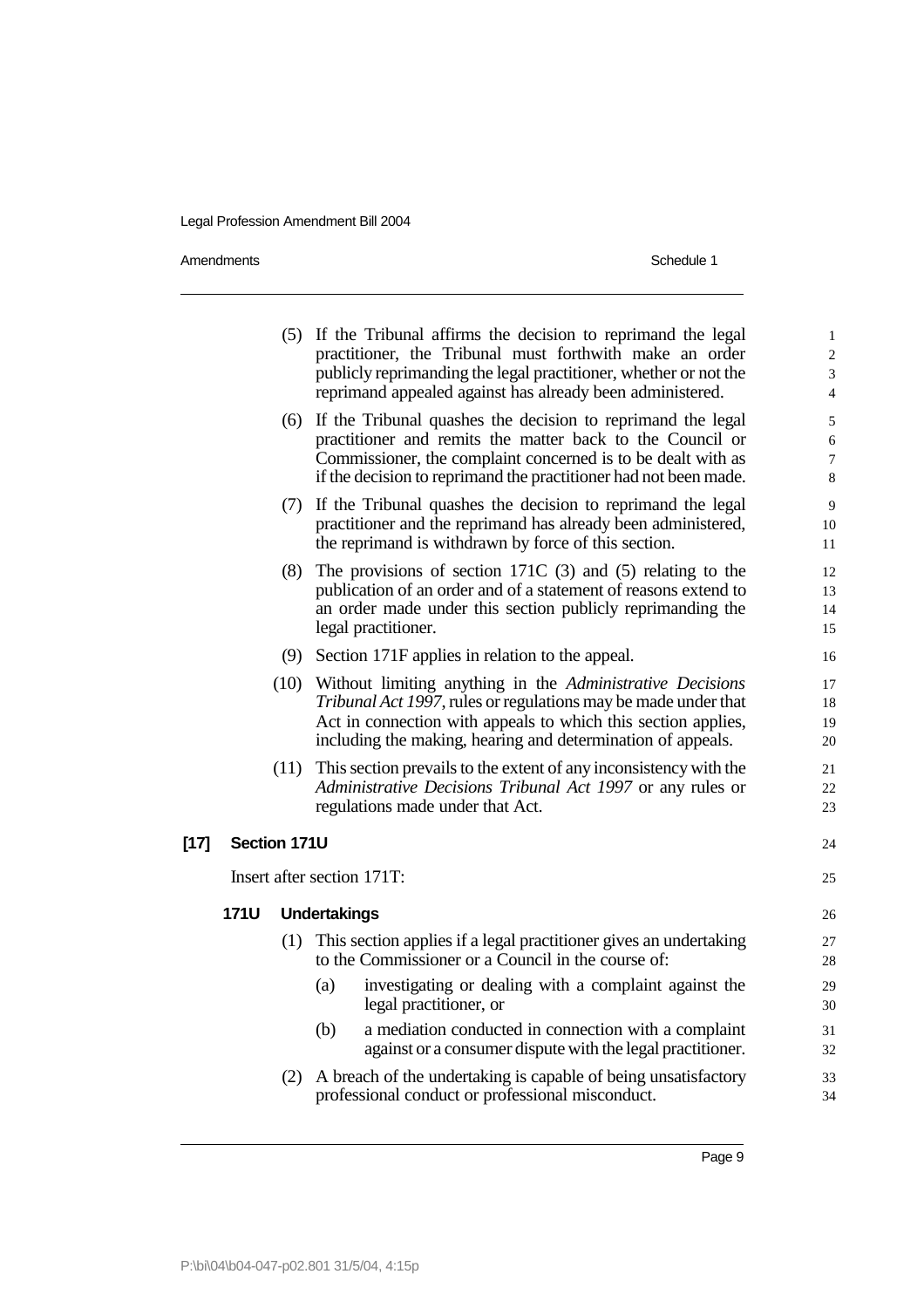(5) If the Tribunal affirms the decision to reprimand the legal practitioner, the Tribunal must forthwith make an order publicly reprimanding the legal practitioner, whether or not the reprimand appealed against has already been administered.

(6) If the Tribunal quashes the decision to reprimand the legal practitioner and remits the matter back to the Council or Commissioner, the complaint concerned is to be dealt with as if the decision to reprimand the practitioner had not been made.

(7) If the Tribunal quashes the decision to reprimand the legal practitioner and the reprimand has already been administered, the reprimand is withdrawn by force of this section.

(8) The provisions of section 171C (3) and (5) relating to the publication of an order and of a statement of reasons extend to an order made under this section publicly reprimanding the legal practitioner.

(9) Section 171F applies in relation to the appeal.

(10) Without limiting anything in the *Administrative Decisions Tribunal Act 1997*, rules or regulations may be made under that Act in connection with appeals to which this section applies, including the making, hearing and determination of appeals.

(11) This section prevails to the extent of any inconsistency with the *Administrative Decisions Tribunal Act 1997* or any rules or regulations made under that Act.

## [17] Section 171U

Insert after section 171T:

### 171U Undertakings

(1) This section applies if a legal practitioner gives an undertaking to the Commissioner or a Council in the course of:

(a) investigating or dealing with a complaint against the legal practitioner, or

(b) a mediation conducted in connection with a complaint against or a consumer dispute with the legal practitioner.

(2) A breach of the undertaking is capable of being unsatisfactory professional conduct or professional misconduct.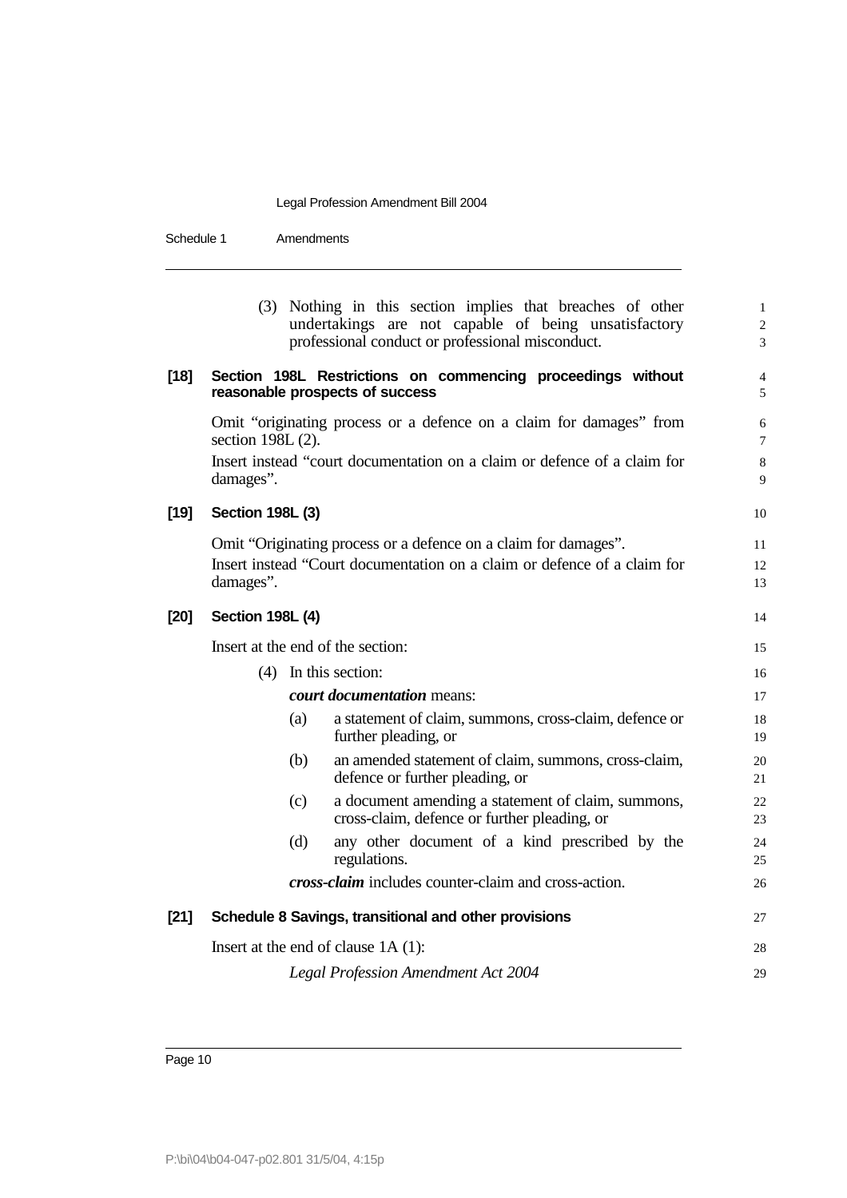(3) Nothing in this section implies that breaches of other undertakings are not capable of being unsatisfactory professional conduct or professional misconduct.

**[18] Section 198L Restrictions on commencing proceedings without reasonable prospects of success**

Omit "originating process or a defence on a claim for damages" from section 198L (2).

Insert instead "court documentation on a claim or defence of a claim for damages".

**[19] Section 198L (3)**

Omit "Originating process or a defence on a claim for damages".

Insert instead "Court documentation on a claim or defence of a claim for damages".

**[20] Section 198L (4)**

Insert at the end of the section:

(4) In this section:

***court documentation*** means:

(a) a statement of claim, summons, cross-claim, defence or further pleading, or

(b) an amended statement of claim, summons, cross-claim, defence or further pleading, or

(c) a document amending a statement of claim, summons, cross-claim, defence or further pleading, or

(d) any other document of a kind prescribed by the regulations.

***cross-claim*** includes counter-claim and cross-action.

**[21] Schedule 8 Savings, transitional and other provisions**

Insert at the end of clause 1A (1):

*Legal Profession Amendment Act 2004*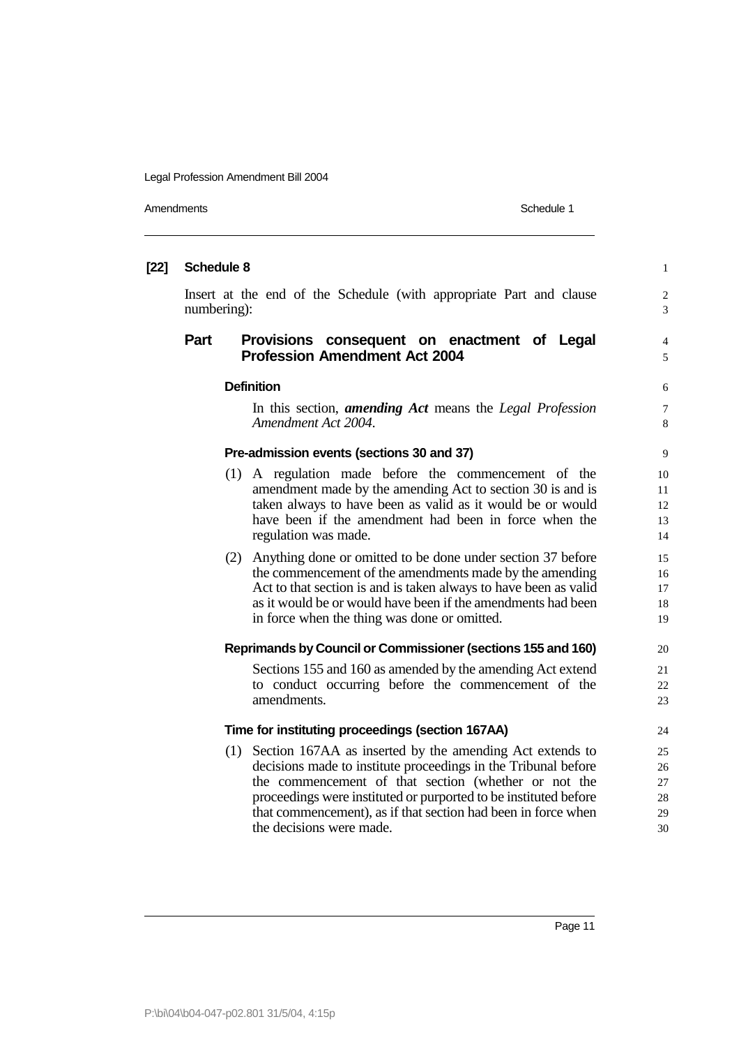**[22] Schedule 8**

Insert at the end of the Schedule (with appropriate Part and clause numbering):

## Part Provisions consequent on enactment of Legal Profession Amendment Act 2004

### Definition

In this section, ***amending Act*** means the *Legal Profession Amendment Act 2004*.

### Pre-admission events (sections 30 and 37)

(1) A regulation made before the commencement of the amendment made by the amending Act to section 30 is and is taken always to have been as valid as it would be or would have been if the amendment had been in force when the regulation was made.

(2) Anything done or omitted to be done under section 37 before the commencement of the amendments made by the amending Act to that section is and is taken always to have been as valid as it would be or would have been if the amendments had been in force when the thing was done or omitted.

### Reprimands by Council or Commissioner (sections 155 and 160)

Sections 155 and 160 as amended by the amending Act extend to conduct occurring before the commencement of the amendments.

### Time for instituting proceedings (section 167AA)

(1) Section 167AA as inserted by the amending Act extends to decisions made to institute proceedings in the Tribunal before the commencement of that section (whether or not the proceedings were instituted or purported to be instituted before that commencement), as if that section had been in force when the decisions were made.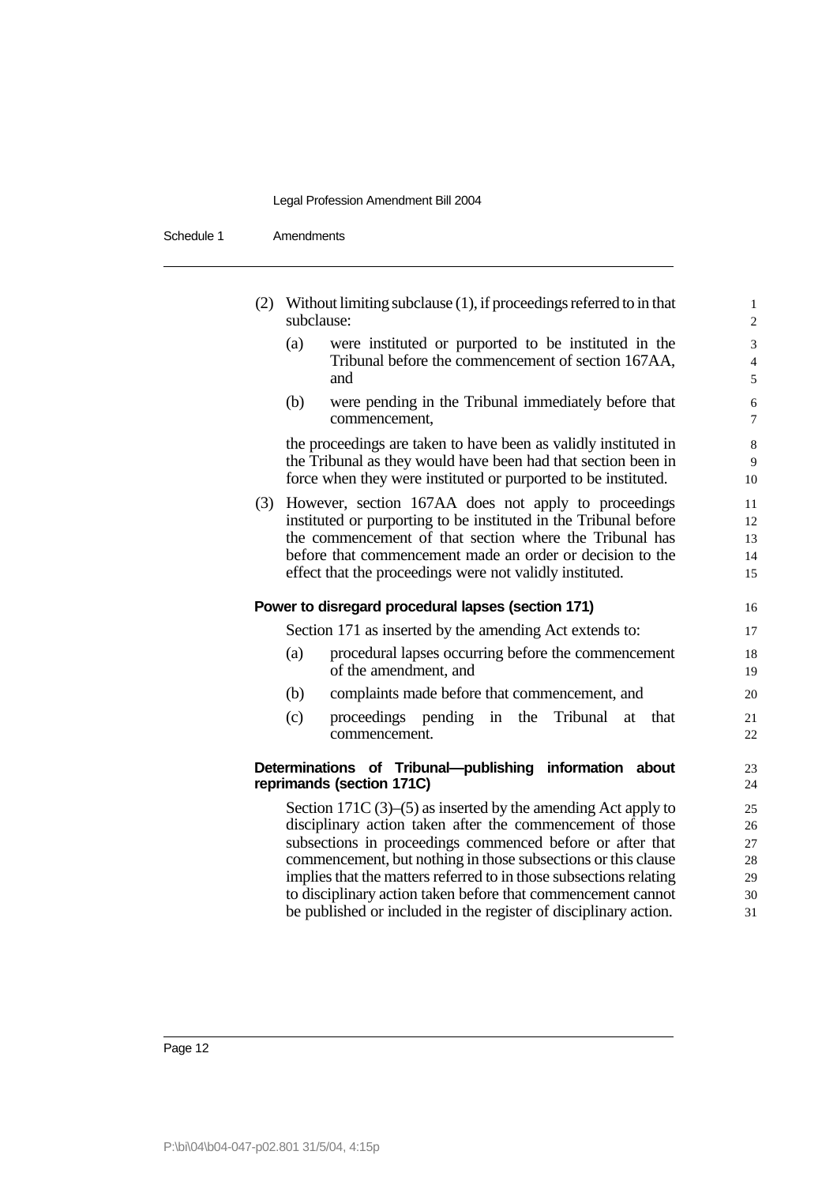(2) Without limiting subclause (1), if proceedings referred to in that subclause:

- (a) were instituted or purported to be instituted in the Tribunal before the commencement of section 167AA, and
- (b) were pending in the Tribunal immediately before that commencement,

the proceedings are taken to have been as validly instituted in the Tribunal as they would have been had that section been in force when they were instituted or purported to be instituted.

(3) However, section 167AA does not apply to proceedings instituted or purporting to be instituted in the Tribunal before the commencement of that section where the Tribunal has before that commencement made an order or decision to the effect that the proceedings were not validly instituted.

**Power to disregard procedural lapses (section 171)**

Section 171 as inserted by the amending Act extends to:

- (a) procedural lapses occurring before the commencement of the amendment, and
- (b) complaints made before that commencement, and
- (c) proceedings pending in the Tribunal at that commencement.

**Determinations of Tribunal—publishing information about reprimands (section 171C)**

Section 171C (3)–(5) as inserted by the amending Act apply to disciplinary action taken after the commencement of those subsections in proceedings commenced before or after that commencement, but nothing in those subsections or this clause implies that the matters referred to in those subsections relating to disciplinary action taken before that commencement cannot be published or included in the register of disciplinary action.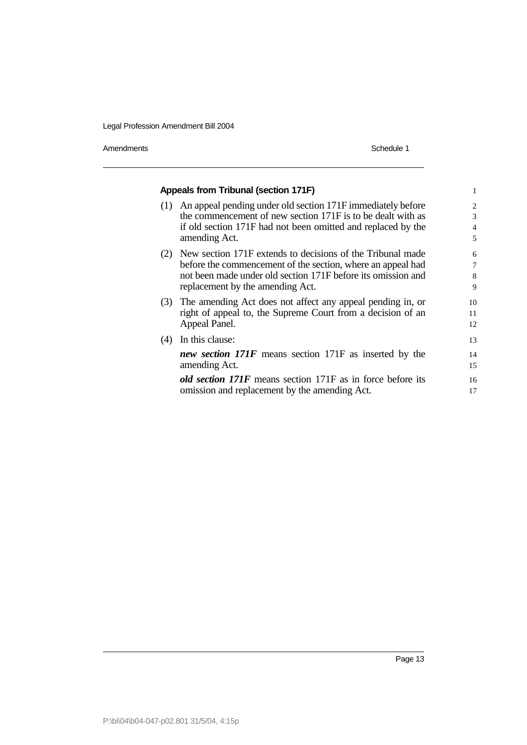### Appeals from Tribunal (section 171F)

(1) An appeal pending under old section 171F immediately before the commencement of new section 171F is to be dealt with as if old section 171F had not been omitted and replaced by the amending Act.

(2) New section 171F extends to decisions of the Tribunal made before the commencement of the section, where an appeal had not been made under old section 171F before its omission and replacement by the amending Act.

(3) The amending Act does not affect any appeal pending in, or right of appeal to, the Supreme Court from a decision of an Appeal Panel.

(4) In this clause:

***new section 171F*** means section 171F as inserted by the amending Act.

***old section 171F*** means section 171F as in force before its omission and replacement by the amending Act.